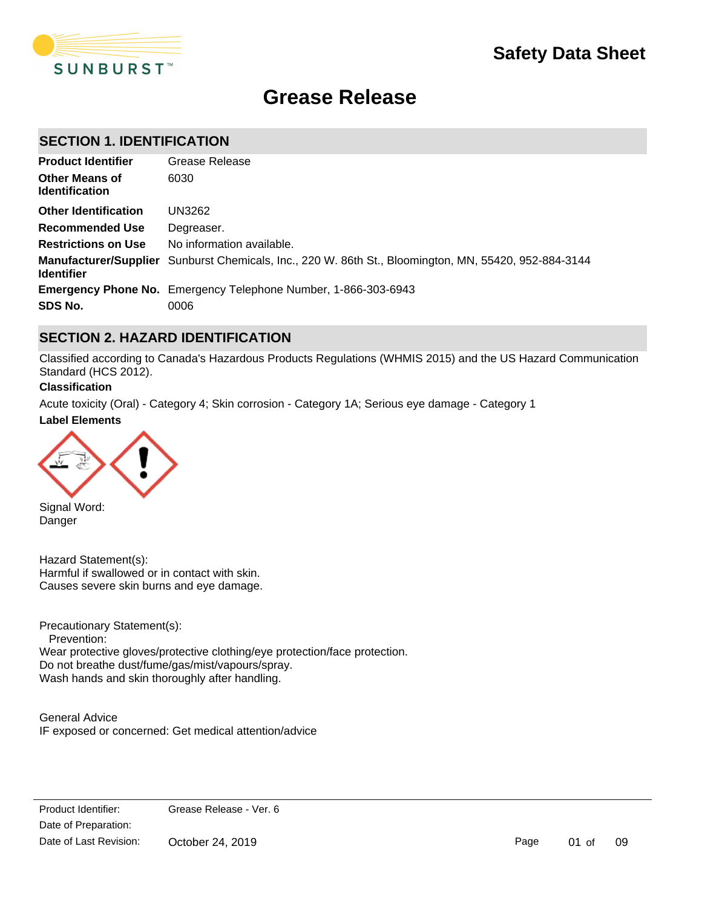# Safety Data Sheet

# Grease Release

## SECTION 1. IDENTIFICATION

| | |
|---|---|
| **Product Identifier** | Grease Release |
| **Other Means of Identification** | 6030 |
| **Other Identification** | UN3262 |
| **Recommended Use** | Degreaser. |
| **Restrictions on Use** | No information available. |
| **Manufacturer/Supplier Identifier** | Sunburst Chemicals, Inc., 220 W. 86th St., Bloomington, MN, 55420, 952-884-3144 |
| **Emergency Phone No.** | Emergency Telephone Number, 1-866-303-6943 |
| **SDS No.** | 0006 |

## SECTION 2. HAZARD IDENTIFICATION

Classified according to Canada's Hazardous Products Regulations (WHMIS 2015) and the US Hazard Communication Standard (HCS 2012).

**Classification**

Acute toxicity (Oral) - Category 4; Skin corrosion - Category 1A; Serious eye damage - Category 1

**Label Elements**

Signal Word:
Danger

Hazard Statement(s):
Harmful if swallowed or in contact with skin.
Causes severe skin burns and eye damage.

Precautionary Statement(s):
Prevention:
Wear protective gloves/protective clothing/eye protection/face protection.
Do not breathe dust/fume/gas/mist/vapours/spray.
Wash hands and skin thoroughly after handling.

General Advice
IF exposed or concerned: Get medical attention/advice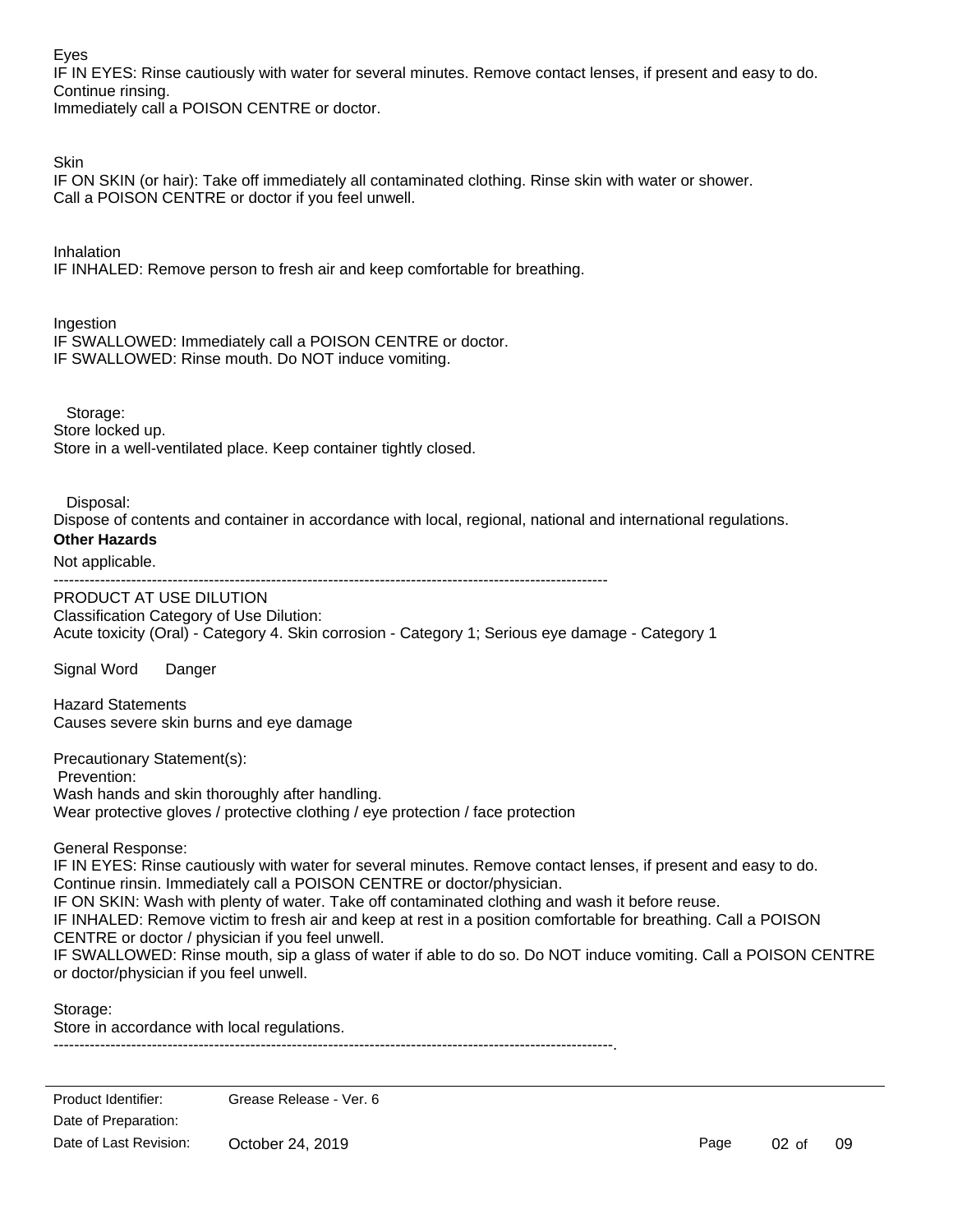Eyes
IF IN EYES: Rinse cautiously with water for several minutes. Remove contact lenses, if present and easy to do. Continue rinsing.
Immediately call a POISON CENTRE or doctor.

Skin
IF ON SKIN (or hair): Take off immediately all contaminated clothing. Rinse skin with water or shower.
Call a POISON CENTRE or doctor if you feel unwell.

Inhalation
IF INHALED: Remove person to fresh air and keep comfortable for breathing.

Ingestion
IF SWALLOWED: Immediately call a POISON CENTRE or doctor.
IF SWALLOWED: Rinse mouth. Do NOT induce vomiting.

Storage:
Store locked up.
Store in a well-ventilated place. Keep container tightly closed.

Disposal:
Dispose of contents and container in accordance with local, regional, national and international regulations.

**Other Hazards**

Not applicable.

-----------------------------------------------------------------------------------------------------------

PRODUCT AT USE DILUTION
Classification Category of Use Dilution:
Acute toxicity (Oral) - Category 4. Skin corrosion - Category 1; Serious eye damage - Category 1

Signal Word Danger

Hazard Statements
Causes severe skin burns and eye damage

Precautionary Statement(s):
Prevention:
Wash hands and skin thoroughly after handling.
Wear protective gloves / protective clothing / eye protection / face protection

General Response:
IF IN EYES: Rinse cautiously with water for several minutes. Remove contact lenses, if present and easy to do. Continue rinsin. Immediately call a POISON CENTRE or doctor/physician.
IF ON SKIN: Wash with plenty of water. Take off contaminated clothing and wash it before reuse.
IF INHALED: Remove victim to fresh air and keep at rest in a position comfortable for breathing. Call a POISON CENTRE or doctor / physician if you feel unwell.
IF SWALLOWED: Rinse mouth, sip a glass of water if able to do so. Do NOT induce vomiting. Call a POISON CENTRE or doctor/physician if you feel unwell.

Storage:
Store in accordance with local regulations.

-----------------------------------------------------------------------------------------------------------.

Product Identifier: Grease Release - Ver. 6
Date of Preparation:
Date of Last Revision: October 24, 2019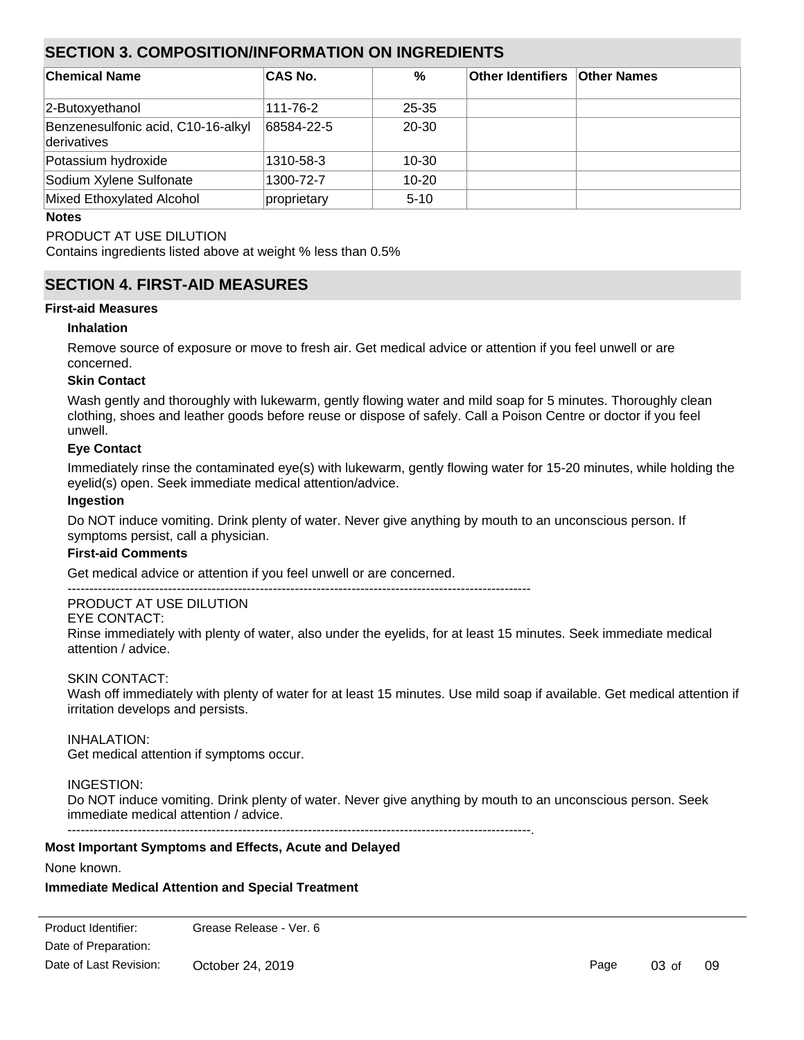## SECTION 3. COMPOSITION/INFORMATION ON INGREDIENTS

| Chemical Name | CAS No. | % | Other Identifiers | Other Names |
|---|---|---|---|---|
| 2-Butoxyethanol | 111-76-2 | 25-35 | | |
| Benzenesulfonic acid, C10-16-alkyl derivatives | 68584-22-5 | 20-30 | | |
| Potassium hydroxide | 1310-58-3 | 10-30 | | |
| Sodium Xylene Sulfonate | 1300-72-7 | 10-20 | | |
| Mixed Ethoxylated Alcohol | proprietary | 5-10 | | |

**Notes**

PRODUCT AT USE DILUTION
Contains ingredients listed above at weight % less than 0.5%

## SECTION 4. FIRST-AID MEASURES

**First-aid Measures**

**Inhalation**

Remove source of exposure or move to fresh air. Get medical advice or attention if you feel unwell or are concerned.

**Skin Contact**

Wash gently and thoroughly with lukewarm, gently flowing water and mild soap for 5 minutes. Thoroughly clean clothing, shoes and leather goods before reuse or dispose of safely. Call a Poison Centre or doctor if you feel unwell.

**Eye Contact**

Immediately rinse the contaminated eye(s) with lukewarm, gently flowing water for 15-20 minutes, while holding the eyelid(s) open. Seek immediate medical attention/advice.

**Ingestion**

Do NOT induce vomiting. Drink plenty of water. Never give anything by mouth to an unconscious person. If symptoms persist, call a physician.

**First-aid Comments**

Get medical advice or attention if you feel unwell or are concerned.

----------------------------------------------------------------------------------------------------------

PRODUCT AT USE DILUTION
EYE CONTACT:
Rinse immediately with plenty of water, also under the eyelids, for at least 15 minutes. Seek immediate medical attention / advice.

SKIN CONTACT:
Wash off immediately with plenty of water for at least 15 minutes. Use mild soap if available. Get medical attention if irritation develops and persists.

INHALATION:
Get medical attention if symptoms occur.

INGESTION:
Do NOT induce vomiting. Drink plenty of water. Never give anything by mouth to an unconscious person. Seek immediate medical attention / advice.

----------------------------------------------------------------------------------------------------------.

**Most Important Symptoms and Effects, Acute and Delayed**

None known.

**Immediate Medical Attention and Special Treatment**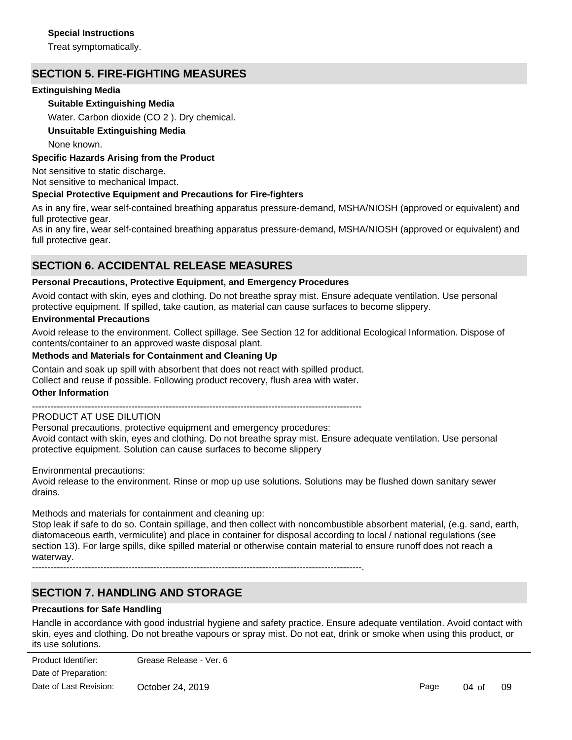**Special Instructions**

Treat symptomatically.

## SECTION 5. FIRE-FIGHTING MEASURES

**Extinguishing Media**

**Suitable Extinguishing Media**

Water. Carbon dioxide ($CO_2$). Dry chemical.

**Unsuitable Extinguishing Media**

None known.

**Specific Hazards Arising from the Product**

Not sensitive to static discharge.
Not sensitive to mechanical Impact.

**Special Protective Equipment and Precautions for Fire-fighters**

As in any fire, wear self-contained breathing apparatus pressure-demand, MSHA/NIOSH (approved or equivalent) and full protective gear.
As in any fire, wear self-contained breathing apparatus pressure-demand, MSHA/NIOSH (approved or equivalent) and full protective gear.

## SECTION 6. ACCIDENTAL RELEASE MEASURES

**Personal Precautions, Protective Equipment, and Emergency Procedures**

Avoid contact with skin, eyes and clothing. Do not breathe spray mist. Ensure adequate ventilation. Use personal protective equipment. If spilled, take caution, as material can cause surfaces to become slippery.

**Environmental Precautions**

Avoid release to the environment. Collect spillage. See Section 12 for additional Ecological Information. Dispose of contents/container to an approved waste disposal plant.

**Methods and Materials for Containment and Cleaning Up**

Contain and soak up spill with absorbent that does not react with spilled product.
Collect and reuse if possible. Following product recovery, flush area with water.

**Other Information**

----------------------------------------------------------------------------------------------------------

PRODUCT AT USE DILUTION
Personal precautions, protective equipment and emergency procedures:
Avoid contact with skin, eyes and clothing. Do not breathe spray mist. Ensure adequate ventilation. Use personal protective equipment. Solution can cause surfaces to become slippery

Environmental precautions:
Avoid release to the environment. Rinse or mop up use solutions. Solutions may be flushed down sanitary sewer drains.

Methods and materials for containment and cleaning up:
Stop leak if safe to do so. Contain spillage, and then collect with noncombustible absorbent material, (e.g. sand, earth, diatomaceous earth, vermiculite) and place in container for disposal according to local / national regulations (see section 13). For large spills, dike spilled material or otherwise contain material to ensure runoff does not reach a waterway.

----------------------------------------------------------------------------------------------------------.

## SECTION 7. HANDLING AND STORAGE

**Precautions for Safe Handling**

Handle in accordance with good industrial hygiene and safety practice. Ensure adequate ventilation. Avoid contact with skin, eyes and clothing. Do not breathe vapours or spray mist. Do not eat, drink or smoke when using this product, or its use solutions.

Product Identifier: Grease Release - Ver. 6
Date of Preparation:
Date of Last Revision: October 24, 2019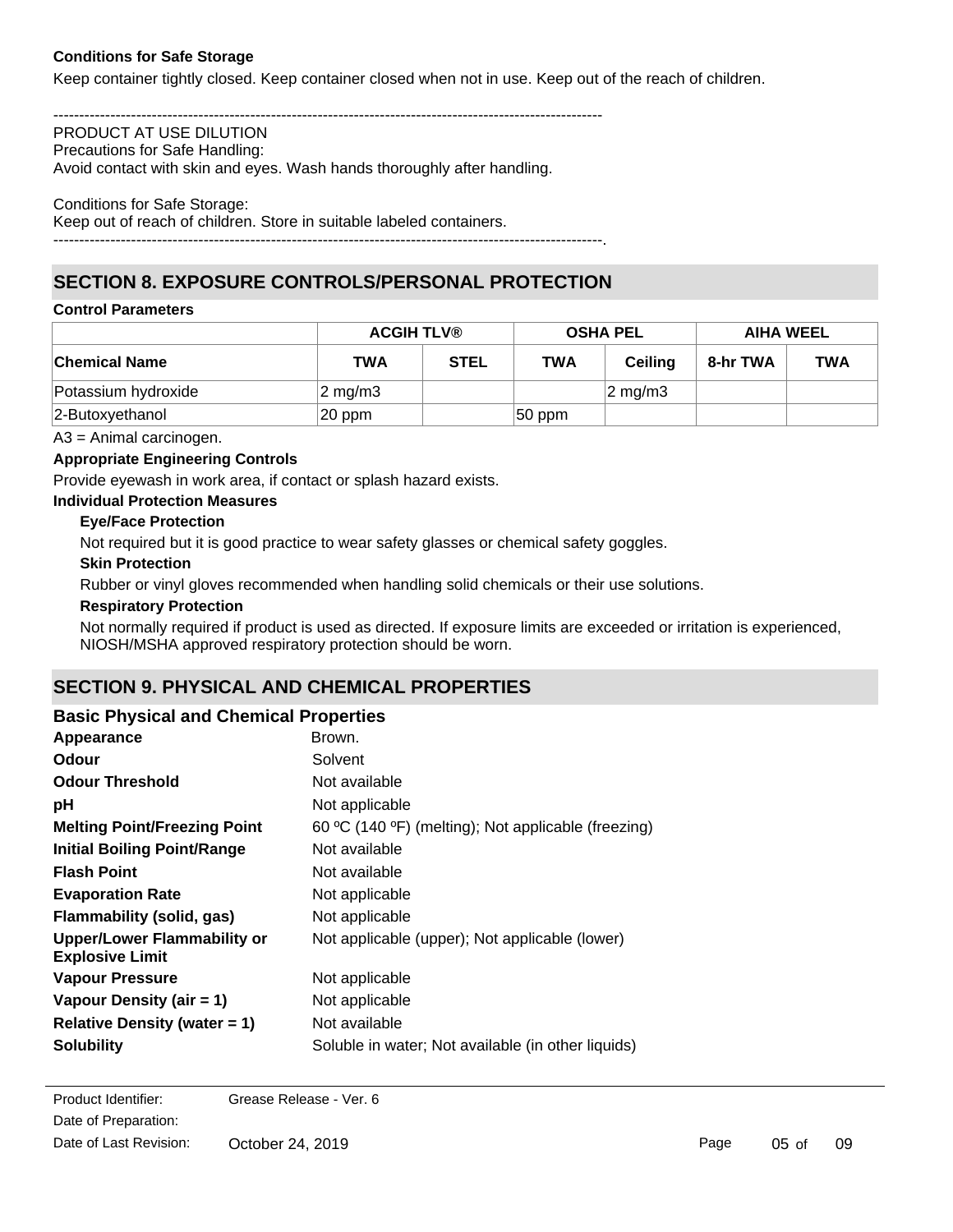**Conditions for Safe Storage**

Keep container tightly closed. Keep container closed when not in use. Keep out of the reach of children.

----------------------------------------------------------------------------------------------------------

PRODUCT AT USE DILUTION
Precautions for Safe Handling:
Avoid contact with skin and eyes. Wash hands thoroughly after handling.

Conditions for Safe Storage:
Keep out of reach of children. Store in suitable labeled containers.
----------------------------------------------------------------------------------------------------------.

## SECTION 8. EXPOSURE CONTROLS/PERSONAL PROTECTION

**Control Parameters**

| | ACGIH TLV® | | OSHA PEL | | AIHA WEEL | |
|---|---|---|---|---|---|---|
| **Chemical Name** | **TWA** | **STEL** | **TWA** | **Ceiling** | **8-hr TWA** | **TWA** |
| Potassium hydroxide | 2 mg/m3 | | | 2 mg/m3 | | |
| 2-Butoxyethanol | 20 ppm | | 50 ppm | | | |

A3 = Animal carcinogen.

**Appropriate Engineering Controls**

Provide eyewash in work area, if contact or splash hazard exists.

**Individual Protection Measures**

**Eye/Face Protection**

Not required but it is good practice to wear safety glasses or chemical safety goggles.

**Skin Protection**

Rubber or vinyl gloves recommended when handling solid chemicals or their use solutions.

**Respiratory Protection**

Not normally required if product is used as directed. If exposure limits are exceeded or irritation is experienced, NIOSH/MSHA approved respiratory protection should be worn.

## SECTION 9. PHYSICAL AND CHEMICAL PROPERTIES

### Basic Physical and Chemical Properties

| | |
|---|---|
| **Appearance** | Brown. |
| **Odour** | Solvent |
| **Odour Threshold** | Not available |
| **pH** | Not applicable |
| **Melting Point/Freezing Point** | 60 ºC (140 ºF) (melting); Not applicable (freezing) |
| **Initial Boiling Point/Range** | Not available |
| **Flash Point** | Not available |
| **Evaporation Rate** | Not applicable |
| **Flammability (solid, gas)** | Not applicable |
| **Upper/Lower Flammability or Explosive Limit** | Not applicable (upper); Not applicable (lower) |
| **Vapour Pressure** | Not applicable |
| **Vapour Density (air = 1)** | Not applicable |
| **Relative Density (water = 1)** | Not available |
| **Solubility** | Soluble in water; Not available (in other liquids) |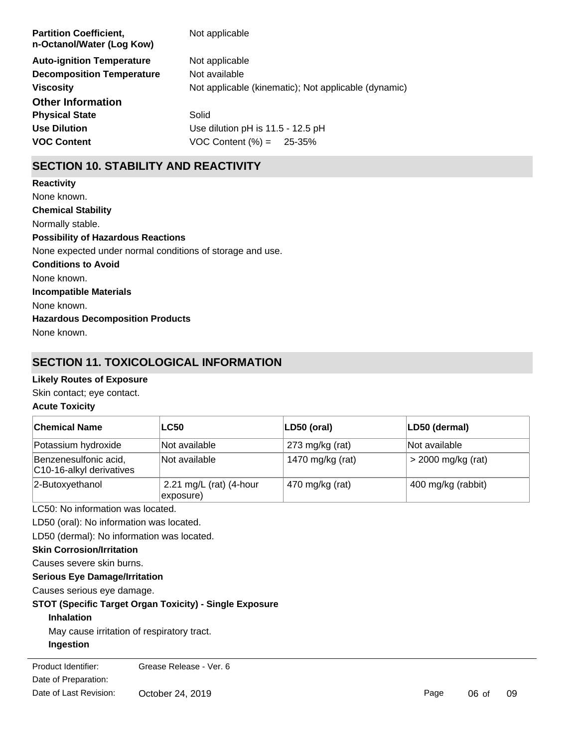**Partition Coefficient, n-Octanol/Water (Log Kow)** Not applicable

**Auto-ignition Temperature** Not applicable

**Decomposition Temperature** Not available

**Viscosity** Not applicable (kinematic); Not applicable (dynamic)

### Other Information

**Physical State** Solid

**Use Dilution** Use dilution pH is 11.5 - 12.5 pH

**VOC Content** VOC Content (%) = 25-35%

## SECTION 10. STABILITY AND REACTIVITY

**Reactivity**

None known.

**Chemical Stability**

Normally stable.

**Possibility of Hazardous Reactions**

None expected under normal conditions of storage and use.

**Conditions to Avoid**

None known.

**Incompatible Materials**

None known.

**Hazardous Decomposition Products**

None known.

## SECTION 11. TOXICOLOGICAL INFORMATION

**Likely Routes of Exposure**

Skin contact; eye contact.

**Acute Toxicity**

| Chemical Name | LC50 | LD50 (oral) | LD50 (dermal) |
|---|---|---|---|
| Potassium hydroxide | Not available | 273 mg/kg (rat) | Not available |
| Benzenesulfonic acid, C10-16-alkyl derivatives | Not available | 1470 mg/kg (rat) | > 2000 mg/kg (rat) |
| 2-Butoxyethanol | 2.21 mg/L (rat) (4-hour exposure) | 470 mg/kg (rat) | 400 mg/kg (rabbit) |

LC50: No information was located.

LD50 (oral): No information was located.

LD50 (dermal): No information was located.

**Skin Corrosion/Irritation**

Causes severe skin burns.

**Serious Eye Damage/Irritation**

Causes serious eye damage.

**STOT (Specific Target Organ Toxicity) - Single Exposure**

**Inhalation**

May cause irritation of respiratory tract.

**Ingestion**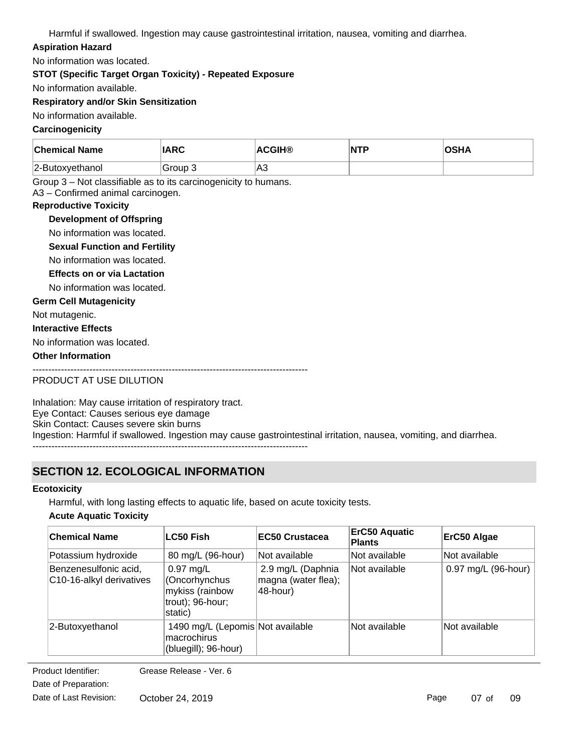Harmful if swallowed. Ingestion may cause gastrointestinal irritation, nausea, vomiting and diarrhea.

**Aspiration Hazard**

No information was located.

**STOT (Specific Target Organ Toxicity) - Repeated Exposure**

No information available.

**Respiratory and/or Skin Sensitization**

No information available.

**Carcinogenicity**

| Chemical Name | IARC | ACGIH® | NTP | OSHA |
|---|---|---|---|---|
| 2-Butoxyethanol | Group 3 | A3 | | |

Group 3 – Not classifiable as to its carcinogenicity to humans.
A3 – Confirmed animal carcinogen.

**Reproductive Toxicity**

**Development of Offspring**

No information was located.

**Sexual Function and Fertility**

No information was located.

**Effects on or via Lactation**

No information was located.

**Germ Cell Mutagenicity**

Not mutagenic.

**Interactive Effects**

No information was located.

**Other Information**

---------------------------------------------------------------------------------------

PRODUCT AT USE DILUTION

Inhalation: May cause irritation of respiratory tract.
Eye Contact: Causes serious eye damage
Skin Contact: Causes severe skin burns
Ingestion: Harmful if swallowed. Ingestion may cause gastrointestinal irritation, nausea, vomiting, and diarrhea.

---------------------------------------------------------------------------------------

## SECTION 12. ECOLOGICAL INFORMATION

**Ecotoxicity**

Harmful, with long lasting effects to aquatic life, based on acute toxicity tests.

**Acute Aquatic Toxicity**

| Chemical Name | LC50 Fish | EC50 Crustacea | ErC50 Aquatic Plants | ErC50 Algae |
|---|---|---|---|---|
| Potassium hydroxide | 80 mg/L (96-hour) | Not available | Not available | Not available |
| Benzenesulfonic acid, C10-16-alkyl derivatives | 0.97 mg/L (Oncorhynchus mykiss (rainbow trout); 96-hour; static) | 2.9 mg/L (Daphnia magna (water flea); 48-hour) | Not available | 0.97 mg/L (96-hour) |
| 2-Butoxyethanol | 1490 mg/L (Lepomis macrochirus (bluegill); 96-hour) | Not available | Not available | Not available |

Product Identifier: Grease Release - Ver. 6
Date of Preparation:
Date of Last Revision: October 24, 2019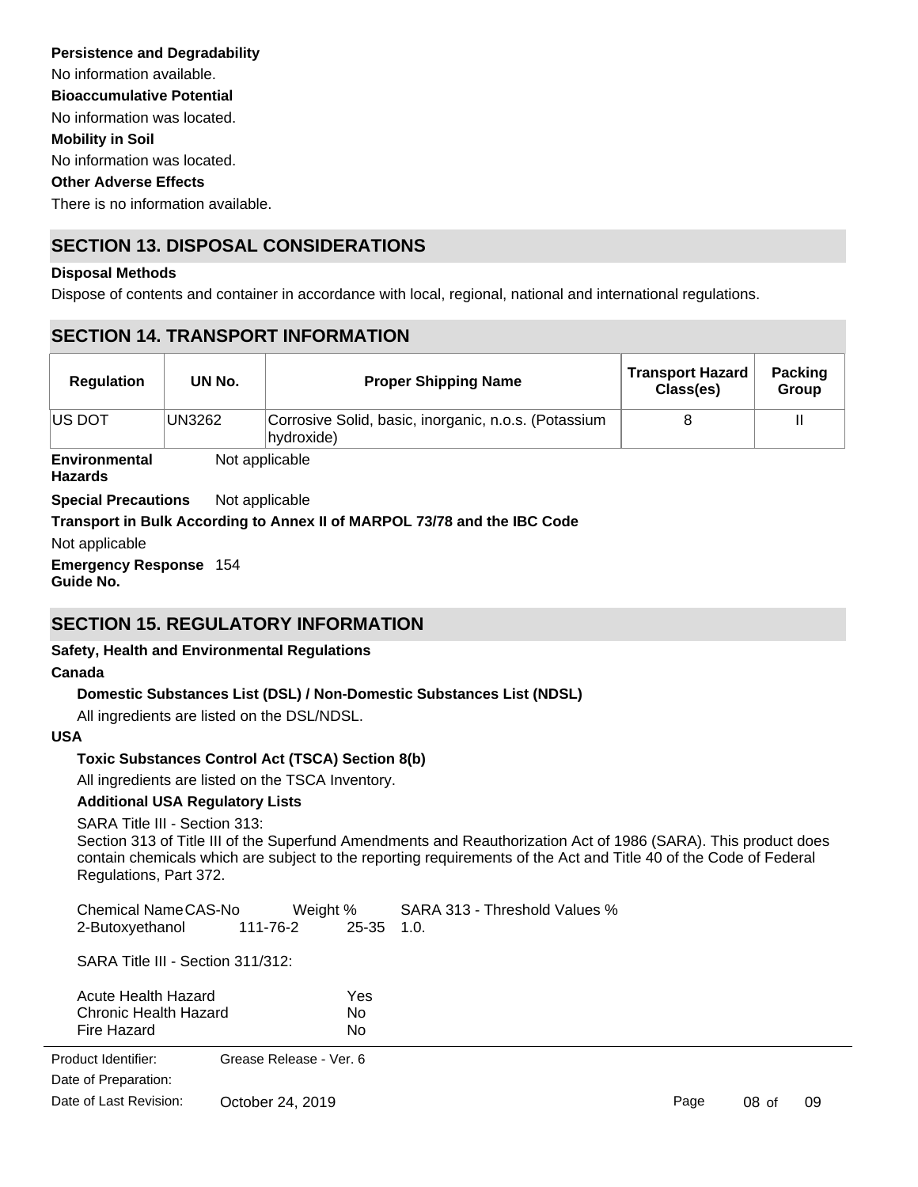**Persistence and Degradability**

No information available.

**Bioaccumulative Potential**

No information was located.

**Mobility in Soil**

No information was located.

**Other Adverse Effects**

There is no information available.

## SECTION 13. DISPOSAL CONSIDERATIONS

**Disposal Methods**

Dispose of contents and container in accordance with local, regional, national and international regulations.

## SECTION 14. TRANSPORT INFORMATION

| Regulation | UN No. | Proper Shipping Name | Transport Hazard Class(es) | Packing Group |
|---|---|---|---|---|
| US DOT | UN3262 | Corrosive Solid, basic, inorganic, n.o.s. (Potassium hydroxide) | 8 | II |

**Environmental Hazards** Not applicable

**Special Precautions** Not applicable

**Transport in Bulk According to Annex II of MARPOL 73/78 and the IBC Code**

Not applicable

**Emergency Response Guide No.** 154

## SECTION 15. REGULATORY INFORMATION

**Safety, Health and Environmental Regulations**

**Canada**

**Domestic Substances List (DSL) / Non-Domestic Substances List (NDSL)**

All ingredients are listed on the DSL/NDSL.

**USA**

**Toxic Substances Control Act (TSCA) Section 8(b)**

All ingredients are listed on the TSCA Inventory.

**Additional USA Regulatory Lists**

SARA Title III - Section 313:
Section 313 of Title III of the Superfund Amendments and Reauthorization Act of 1986 (SARA). This product does contain chemicals which are subject to the reporting requirements of the Act and Title 40 of the Code of Federal Regulations, Part 372.

| Chemical Name | CAS-No | Weight % | SARA 313 - Threshold Values % |
|---|---|---|---|
| 2-Butoxyethanol | 111-76-2 | 25-35 | 1.0. |

SARA Title III - Section 311/312:

| | |
|---|---|
| Acute Health Hazard | Yes |
| Chronic Health Hazard | No |
| Fire Hazard | No |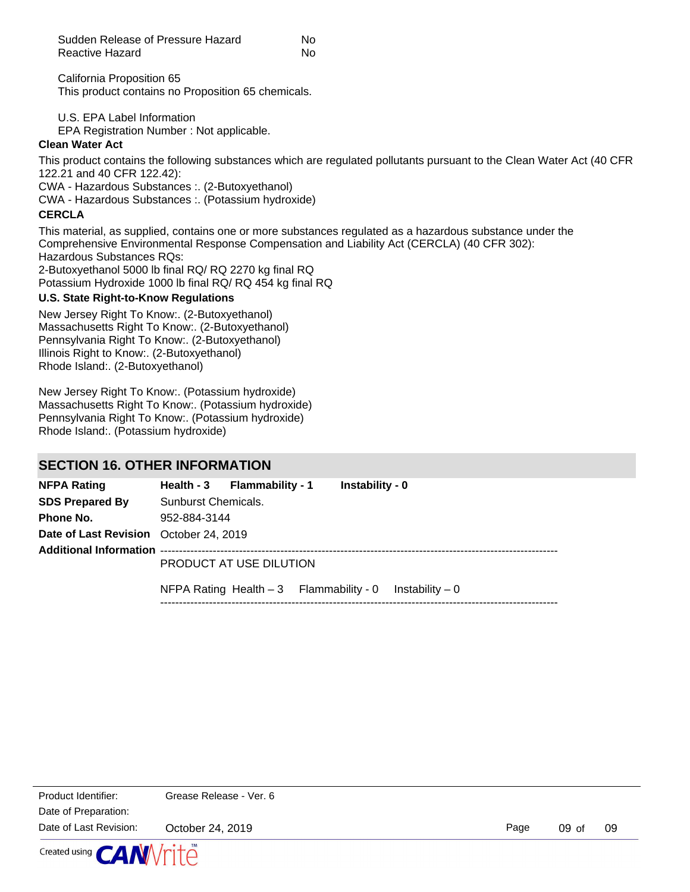Sudden Release of Pressure Hazard No
Reactive Hazard No

California Proposition 65
This product contains no Proposition 65 chemicals.

U.S. EPA Label Information
EPA Registration Number : Not applicable.

**Clean Water Act**

This product contains the following substances which are regulated pollutants pursuant to the Clean Water Act (40 CFR 122.21 and 40 CFR 122.42):
CWA - Hazardous Substances :. (2-Butoxyethanol)
CWA - Hazardous Substances :. (Potassium hydroxide)

**CERCLA**

This material, as supplied, contains one or more substances regulated as a hazardous substance under the Comprehensive Environmental Response Compensation and Liability Act (CERCLA) (40 CFR 302):
Hazardous Substances RQs:
2-Butoxyethanol 5000 lb final RQ/ RQ 2270 kg final RQ
Potassium Hydroxide 1000 lb final RQ/ RQ 454 kg final RQ

**U.S. State Right-to-Know Regulations**

New Jersey Right To Know:. (2-Butoxyethanol)
Massachusetts Right To Know:. (2-Butoxyethanol)
Pennsylvania Right To Know:. (2-Butoxyethanol)
Illinois Right to Know:. (2-Butoxyethanol)
Rhode Island:. (2-Butoxyethanol)

New Jersey Right To Know:. (Potassium hydroxide)
Massachusetts Right To Know:. (Potassium hydroxide)
Pennsylvania Right To Know:. (Potassium hydroxide)
Rhode Island:. (Potassium hydroxide)

## SECTION 16. OTHER INFORMATION

**NFPA Rating** **Health - 3** **Flammability - 1** **Instability - 0**

**SDS Prepared By** Sunburst Chemicals.

**Phone No.** 952-884-3144

**Date of Last Revision** October 24, 2019

**Additional Information** ----------------------------------------------------------------------------------------------------

PRODUCT AT USE DILUTION

NFPA Rating Health – 3 Flammability - 0 Instability – 0

----------------------------------------------------------------------------------------------------

Product Identifier: Grease Release - Ver. 6
Date of Preparation:
Date of Last Revision: October 24, 2019